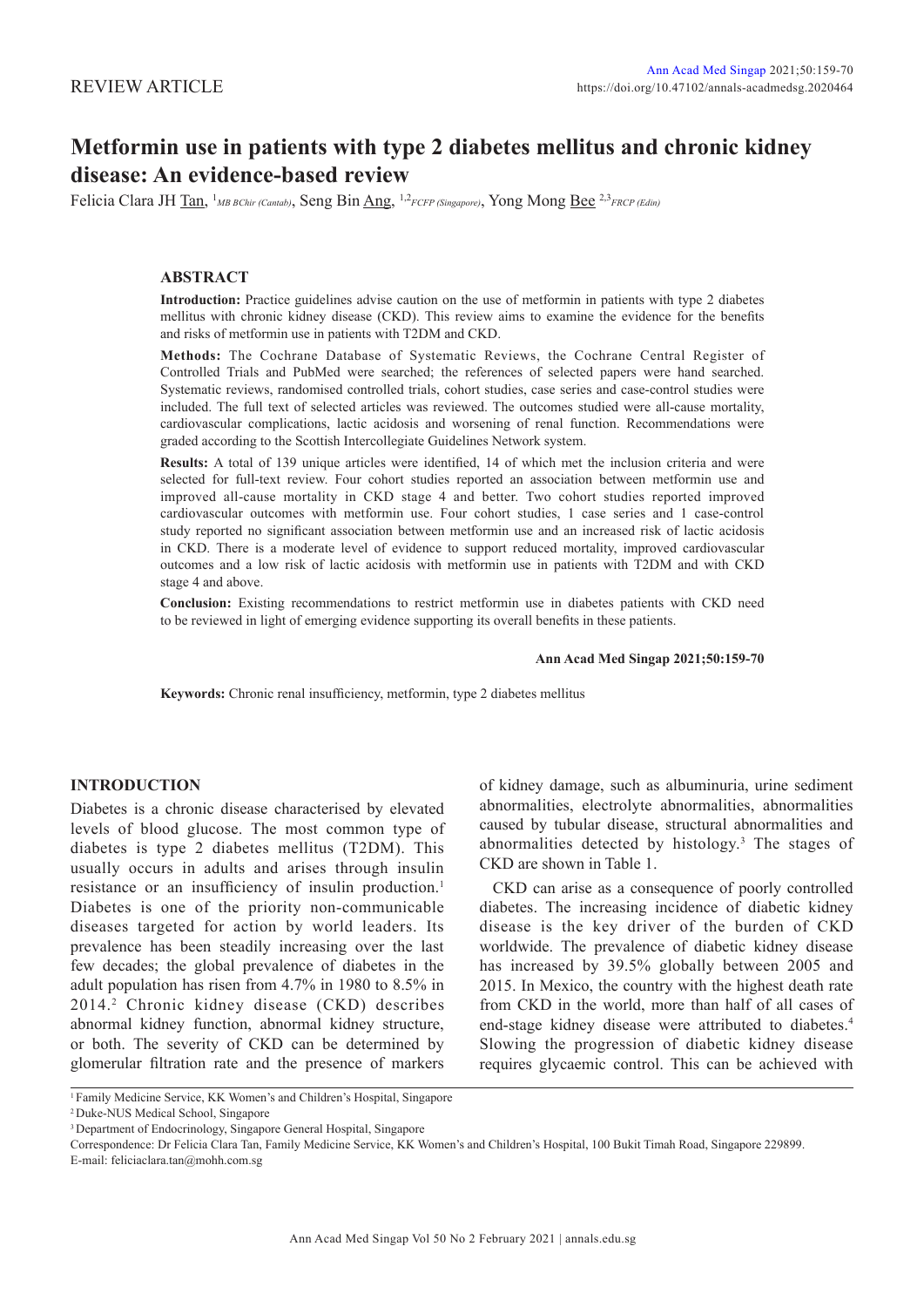REVIEW ARTICLE

# Metformin use in patients with type 2 diabetes mellitus and chronic kidney disease: An evidence-based review

Felicia Clara JH Tan, [1] *MB BChir (Cantab)*, Seng Bin Ang, [1,2] *FCFP (Singapore)*, Yong Mong Bee [2,3] *FRCP (Edin)*

## ABSTRACT

**Introduction:** Practice guidelines advise caution on the use of metformin in patients with type 2 diabetes mellitus with chronic kidney disease (CKD). This review aims to examine the evidence for the benefits and risks of metformin use in patients with T2DM and CKD.

**Methods:** The Cochrane Database of Systematic Reviews, the Cochrane Central Register of Controlled Trials and PubMed were searched; the references of selected papers were hand searched. Systematic reviews, randomised controlled trials, cohort studies, case series and case-control studies were included. The full text of selected articles was reviewed. The outcomes studied were all-cause mortality, cardiovascular complications, lactic acidosis and worsening of renal function. Recommendations were graded according to the Scottish Intercollegiate Guidelines Network system.

**Results:** A total of 139 unique articles were identified, 14 of which met the inclusion criteria and were selected for full-text review. Four cohort studies reported an association between metformin use and improved all-cause mortality in CKD stage 4 and better. Two cohort studies reported improved cardiovascular outcomes with metformin use. Four cohort studies, 1 case series and 1 case-control study reported no significant association between metformin use and an increased risk of lactic acidosis in CKD. There is a moderate level of evidence to support reduced mortality, improved cardiovascular outcomes and a low risk of lactic acidosis with metformin use in patients with T2DM and with CKD stage 4 and above.

**Conclusion:** Existing recommendations to restrict metformin use in diabetes patients with CKD need to be reviewed in light of emerging evidence supporting its overall benefits in these patients.

**Keywords:** Chronic renal insufficiency, metformin, type 2 diabetes mellitus

## INTRODUCTION

Diabetes is a chronic disease characterised by elevated levels of blood glucose. The most common type of diabetes is type 2 diabetes mellitus (T2DM). This usually occurs in adults and arises through insulin resistance or an insufficiency of insulin production.[1] Diabetes is one of the priority non-communicable diseases targeted for action by world leaders. Its prevalence has been steadily increasing over the last few decades; the global prevalence of diabetes in the adult population has risen from 4.7% in 1980 to 8.5% in 2014.[2] Chronic kidney disease (CKD) describes abnormal kidney function, abnormal kidney structure, or both. The severity of CKD can be determined by glomerular filtration rate and the presence of markers of kidney damage, such as albuminuria, urine sediment abnormalities, electrolyte abnormalities, abnormalities caused by tubular disease, structural abnormalities and abnormalities detected by histology.[3] The stages of CKD are shown in Table 1.

CKD can arise as a consequence of poorly controlled diabetes. The increasing incidence of diabetic kidney disease is the key driver of the burden of CKD worldwide. The prevalence of diabetic kidney disease has increased by 39.5% globally between 2005 and 2015. In Mexico, the country with the highest death rate from CKD in the world, more than half of all cases of end-stage kidney disease were attributed to diabetes.[4] Slowing the progression of diabetic kidney disease requires glycaemic control. This can be achieved with

[1] Family Medicine Service, KK Women's and Children's Hospital, Singapore

[2] Duke-NUS Medical School, Singapore

[3] Department of Endocrinology, Singapore General Hospital, Singapore

Correspondence: Dr Felicia Clara Tan, Family Medicine Service, KK Women's and Children's Hospital, 100 Bukit Timah Road, Singapore 229899.
E-mail: feliciaclara.tan@mohh.com.sg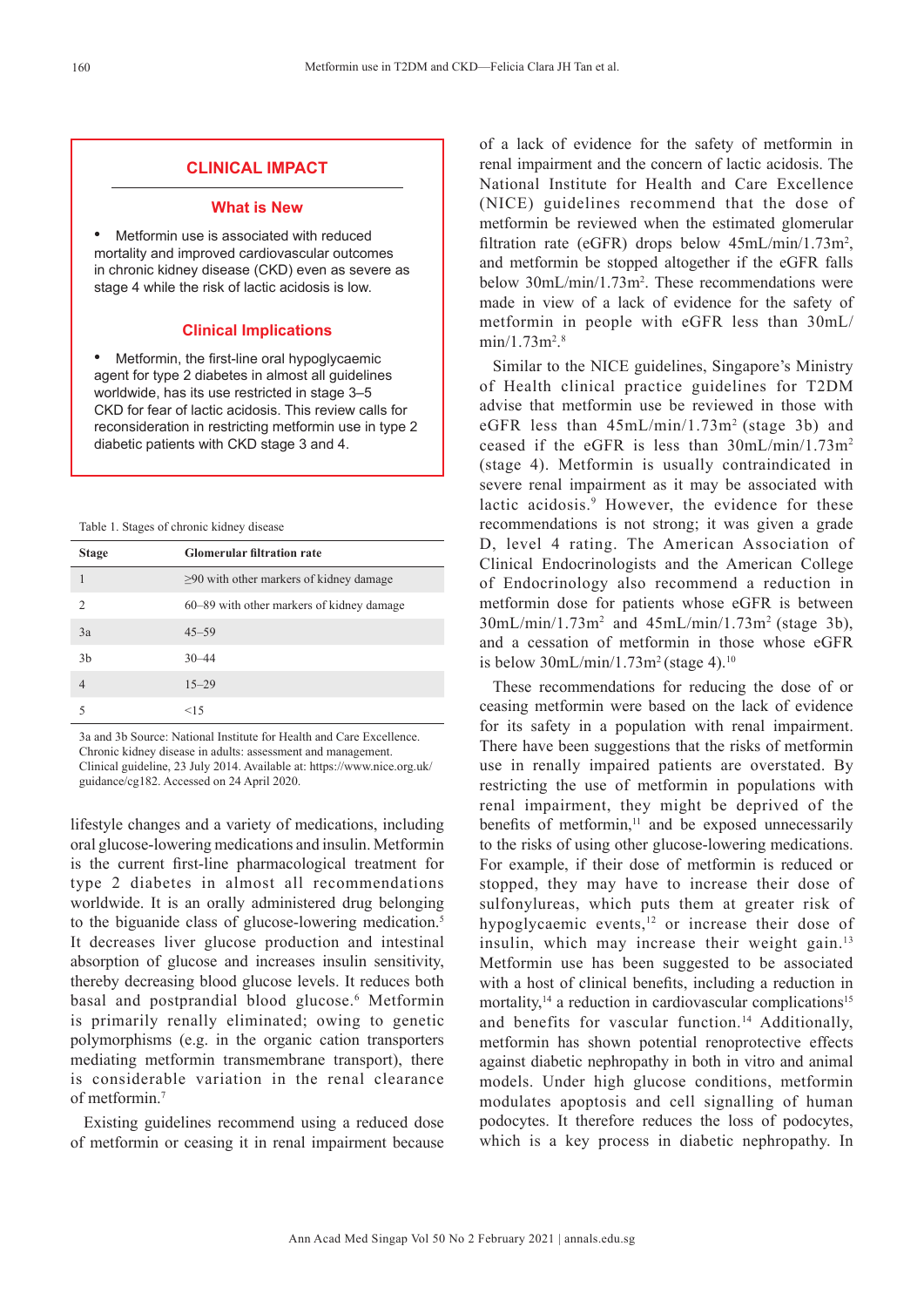## CLINICAL IMPACT

### What is New

- Metformin use is associated with reduced mortality and improved cardiovascular outcomes in chronic kidney disease (CKD) even as severe as stage 4 while the risk of lactic acidosis is low.

### Clinical Implications

- Metformin, the first-line oral hypoglycaemic agent for type 2 diabetes in almost all guidelines worldwide, has its use restricted in stage 3–5 CKD for fear of lactic acidosis. This review calls for reconsideration in restricting metformin use in type 2 diabetic patients with CKD stage 3 and 4.

Table 1. Stages of chronic kidney disease

| Stage | Glomerular filtration rate |
|---|---|
| 1 | ≥90 with other markers of kidney damage |
| 2 | 60–89 with other markers of kidney damage |
| 3a | 45–59 |
| 3b | 30–44 |
| 4 | 15–29 |
| 5 | <15 |

3a and 3b Source: National Institute for Health and Care Excellence. Chronic kidney disease in adults: assessment and management. Clinical guideline, 23 July 2014. Available at: https://www.nice.org.uk/guidance/cg182. Accessed on 24 April 2020.

lifestyle changes and a variety of medications, including oral glucose-lowering medications and insulin. Metformin is the current first-line pharmacological treatment for type 2 diabetes in almost all recommendations worldwide. It is an orally administered drug belonging to the biguanide class of glucose-lowering medication.[5] It decreases liver glucose production and intestinal absorption of glucose and increases insulin sensitivity, thereby decreasing blood glucose levels. It reduces both basal and postprandial blood glucose.[6] Metformin is primarily renally eliminated; owing to genetic polymorphisms (e.g. in the organic cation transporters mediating metformin transmembrane transport), there is considerable variation in the renal clearance of metformin.[7]

Existing guidelines recommend using a reduced dose of metformin or ceasing it in renal impairment because of a lack of evidence for the safety of metformin in renal impairment and the concern of lactic acidosis. The National Institute for Health and Care Excellence (NICE) guidelines recommend that the dose of metformin be reviewed when the estimated glomerular filtration rate (eGFR) drops below 45mL/min/1.73m$^2$, and metformin be stopped altogether if the eGFR falls below 30mL/min/1.73m$^2$. These recommendations were made in view of a lack of evidence for the safety of metformin in people with eGFR less than 30mL/min/1.73m$^2$.[8]

Similar to the NICE guidelines, Singapore's Ministry of Health clinical practice guidelines for T2DM advise that metformin use be reviewed in those with eGFR less than 45mL/min/1.73m$^2$ (stage 3b) and ceased if the eGFR is less than 30mL/min/1.73m$^2$ (stage 4). Metformin is usually contraindicated in severe renal impairment as it may be associated with lactic acidosis.[9] However, the evidence for these recommendations is not strong; it was given a grade D, level 4 rating. The American Association of Clinical Endocrinologists and the American College of Endocrinology also recommend a reduction in metformin dose for patients whose eGFR is between 30mL/min/1.73m$^2$ and 45mL/min/1.73m$^2$ (stage 3b), and a cessation of metformin in those whose eGFR is below 30mL/min/1.73m$^2$ (stage 4).[10]

These recommendations for reducing the dose of or ceasing metformin were based on the lack of evidence for its safety in a population with renal impairment. There have been suggestions that the risks of metformin use in renally impaired patients are overstated. By restricting the use of metformin in populations with renal impairment, they might be deprived of the benefits of metformin,[11] and be exposed unnecessarily to the risks of using other glucose-lowering medications. For example, if their dose of metformin is reduced or stopped, they may have to increase their dose of sulfonylureas, which puts them at greater risk of hypoglycaemic events,[12] or increase their dose of insulin, which may increase their weight gain.[13] Metformin use has been suggested to be associated with a host of clinical benefits, including a reduction in mortality,[14] a reduction in cardiovascular complications[15] and benefits for vascular function.[14] Additionally, metformin has shown potential renoprotective effects against diabetic nephropathy in both in vitro and animal models. Under high glucose conditions, metformin modulates apoptosis and cell signalling of human podocytes. It therefore reduces the loss of podocytes, which is a key process in diabetic nephropathy. In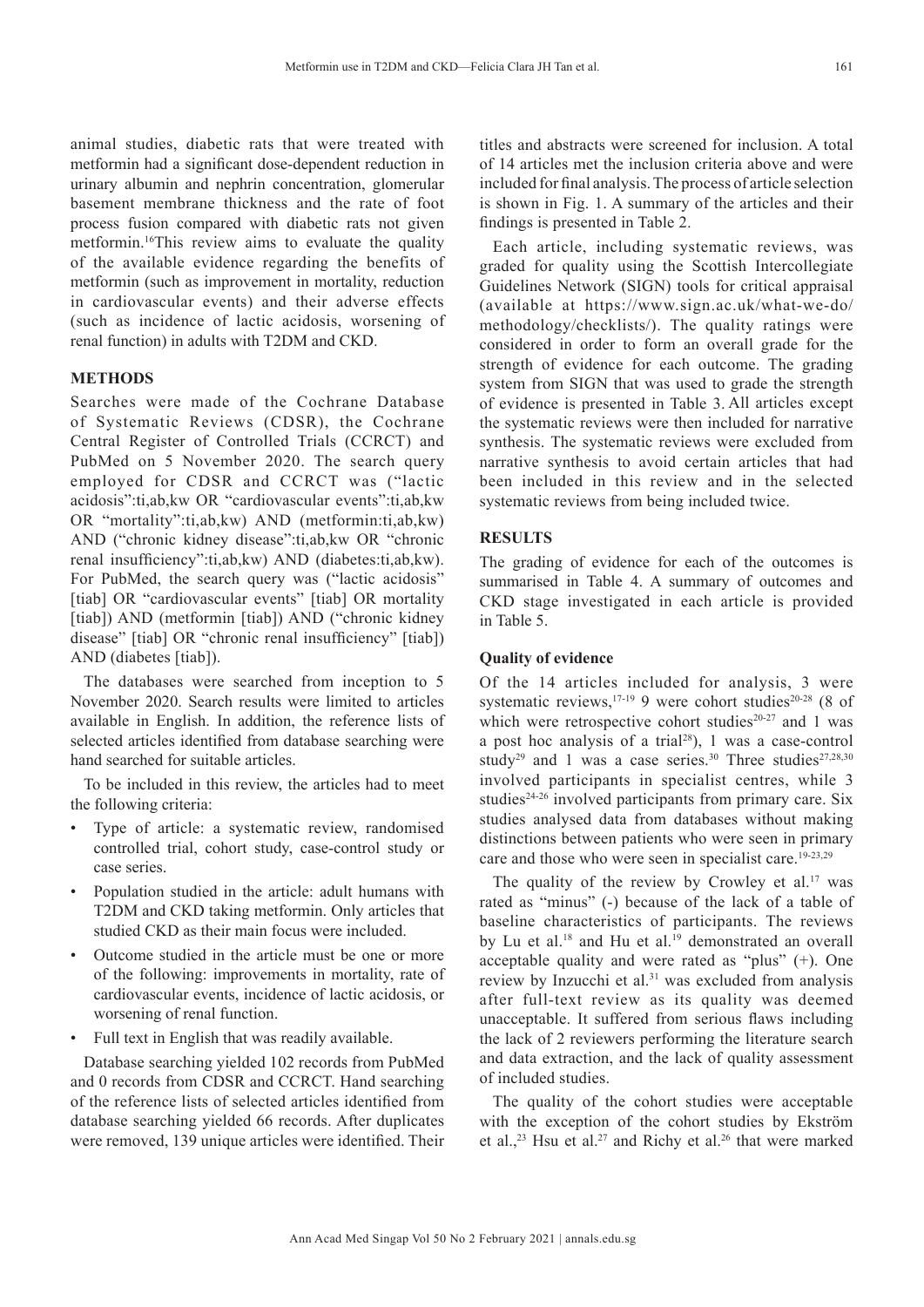animal studies, diabetic rats that were treated with metformin had a significant dose-dependent reduction in urinary albumin and nephrin concentration, glomerular basement membrane thickness and the rate of foot process fusion compared with diabetic rats not given metformin.[16] This review aims to evaluate the quality of the available evidence regarding the benefits of metformin (such as improvement in mortality, reduction in cardiovascular events) and their adverse effects (such as incidence of lactic acidosis, worsening of renal function) in adults with T2DM and CKD.

## METHODS

Searches were made of the Cochrane Database of Systematic Reviews (CDSR), the Cochrane Central Register of Controlled Trials (CCRCT) and PubMed on 5 November 2020. The search query employed for CDSR and CCRCT was ("lactic acidosis":ti,ab,kw OR "cardiovascular events":ti,ab,kw OR "mortality":ti,ab,kw) AND (metformin:ti,ab,kw) AND ("chronic kidney disease":ti,ab,kw OR "chronic renal insufficiency":ti,ab,kw) AND (diabetes:ti,ab,kw). For PubMed, the search query was ("lactic acidosis" [tiab] OR "cardiovascular events" [tiab] OR mortality [tiab]) AND (metformin [tiab]) AND ("chronic kidney disease" [tiab] OR "chronic renal insufficiency" [tiab]) AND (diabetes [tiab]).

The databases were searched from inception to 5 November 2020. Search results were limited to articles available in English. In addition, the reference lists of selected articles identified from database searching were hand searched for suitable articles.

To be included in this review, the articles had to meet the following criteria:

- Type of article: a systematic review, randomised controlled trial, cohort study, case-control study or case series.
- Population studied in the article: adult humans with T2DM and CKD taking metformin. Only articles that studied CKD as their main focus were included.
- Outcome studied in the article must be one or more of the following: improvements in mortality, rate of cardiovascular events, incidence of lactic acidosis, or worsening of renal function.
- Full text in English that was readily available.

Database searching yielded 102 records from PubMed and 0 records from CDSR and CCRCT. Hand searching of the reference lists of selected articles identified from database searching yielded 66 records. After duplicates were removed, 139 unique articles were identified. Their titles and abstracts were screened for inclusion. A total of 14 articles met the inclusion criteria above and were included for final analysis. The process of article selection is shown in Fig. 1. A summary of the articles and their findings is presented in Table 2.

Each article, including systematic reviews, was graded for quality using the Scottish Intercollegiate Guidelines Network (SIGN) tools for critical appraisal (available at https://www.sign.ac.uk/what-we-do/methodology/checklists/). The quality ratings were considered in order to form an overall grade for the strength of evidence for each outcome. The grading system from SIGN that was used to grade the strength of evidence is presented in Table 3. All articles except the systematic reviews were then included for narrative synthesis. The systematic reviews were excluded from narrative synthesis to avoid certain articles that had been included in this review and in the selected systematic reviews from being included twice.

## RESULTS

The grading of evidence for each of the outcomes is summarised in Table 4. A summary of outcomes and CKD stage investigated in each article is provided in Table 5.

### Quality of evidence

Of the 14 articles included for analysis, 3 were systematic reviews,[17-19] 9 were cohort studies[20-28] (8 of which were retrospective cohort studies[20-27] and 1 was a post hoc analysis of a trial[28]), 1 was a case-control study[29] and 1 was a case series.[30] Three studies[27,28,30] involved participants in specialist centres, while 3 studies[24-26] involved participants from primary care. Six studies analysed data from databases without making distinctions between patients who were seen in primary care and those who were seen in specialist care.[19-23,29]

The quality of the review by Crowley et al.[17] was rated as "minus" (-) because of the lack of a table of baseline characteristics of participants. The reviews by Lu et al.[18] and Hu et al.[19] demonstrated an overall acceptable quality and were rated as "plus" (+). One review by Inzucchi et al.[31] was excluded from analysis after full-text review as its quality was deemed unacceptable. It suffered from serious flaws including the lack of 2 reviewers performing the literature search and data extraction, and the lack of quality assessment of included studies.

The quality of the cohort studies were acceptable with the exception of the cohort studies by Ekström et al.,[23] Hsu et al.[27] and Richy et al.[26] that were marked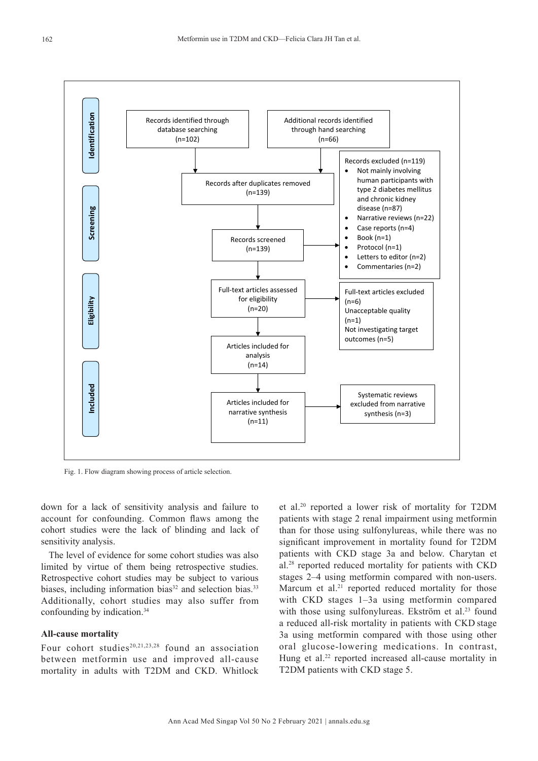**Identification**

- Records identified through database searching (n=102)
- Additional records identified through hand searching (n=66)

**Screening**

- Records after duplicates removed (n=139)
- Records screened (n=139)
- Records excluded (n=119)
  - Not mainly involving human participants with type 2 diabetes mellitus and chronic kidney disease (n=87)
  - Narrative reviews (n=22)
  - Case reports (n=4)
  - Book (n=1)
  - Protocol (n=1)
  - Letters to editor (n=2)
  - Commentaries (n=2)

**Eligibility**

- Full-text articles assessed for eligibility (n=20)
- Full-text articles excluded (n=6)
  - Unacceptable quality (n=1)
  - Not investigating target outcomes (n=5)

**Included**

- Articles included for analysis (n=14)
- Articles included for narrative synthesis (n=11)
- Systematic reviews excluded from narrative synthesis (n=3)

Fig. 1. Flow diagram showing process of article selection.

down for a lack of sensitivity analysis and failure to account for confounding. Common flaws among the cohort studies were the lack of blinding and lack of sensitivity analysis.

The level of evidence for some cohort studies was also limited by virtue of them being retrospective studies. Retrospective cohort studies may be subject to various biases, including information bias[32] and selection bias.[33] Additionally, cohort studies may also suffer from confounding by indication.[34]

### All-cause mortality

Four cohort studies[20,21,23,28] found an association between metformin use and improved all-cause mortality in adults with T2DM and CKD. Whitlock et al.[20] reported a lower risk of mortality for T2DM patients with stage 2 renal impairment using metformin than for those using sulfonylureas, while there was no significant improvement in mortality found for T2DM patients with CKD stage 3a and below. Charytan et al.[28] reported reduced mortality for patients with CKD stages 2–4 using metformin compared with non-users. Marcum et al.[21] reported reduced mortality for those with CKD stages 1–3a using metformin compared with those using sulfonylureas. Ekström et al.[23] found a reduced all-risk mortality in patients with CKD stage 3a using metformin compared with those using other oral glucose-lowering medications. In contrast, Hung et al.[22] reported increased all-cause mortality in T2DM patients with CKD stage 5.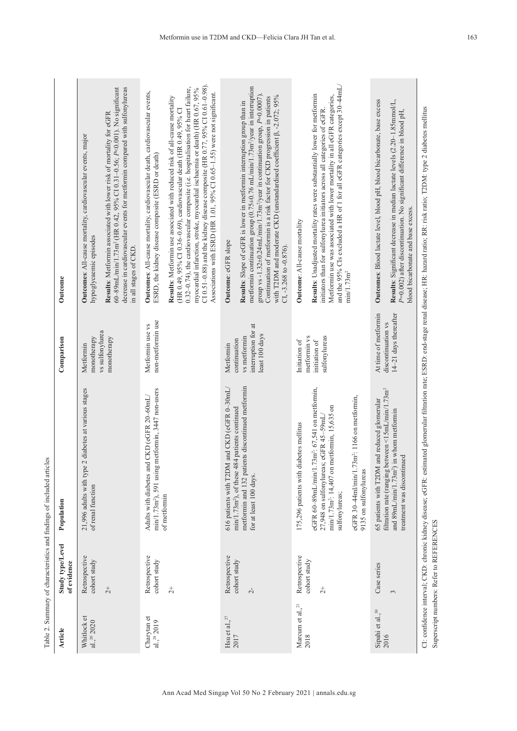Table 2. Summary of characteristics and findings of included articles

| Article | Study type/Level of evidence | Population | Comparison | Outcome |
|---|---|---|---|---|
| Whitlock et al.,[20] 2020 | Retrospective cohort study<br><br>2+ | 21,996 adults with type 2 diabetes at various stages of renal function | Metformin monotherapy vs sulfonylurea monotherapy | **Outcomes**: All-cause mortality, cardiovascular events, major hypoglycaemic episodes<br><br>**Results**: Metformin associated with lower risk of mortality for eGFR 60–89mL/min/1.73m² (HR 0.42, 95% CI 0.31–0.56; $P$<0.001). No significant decrease in cardiovascular events for metformin compared with sulfonylureas in all stages of CKD. |
| Charytan et al.,[28] 2019 | Retrospective cohort study<br><br>2+ | Adults with diabetes and CKD (eGFR 20–60mL/min/1.73m²), 591 using metformin, 3447 non-users of metformin | Metformin use vs non-metformin use | **Outcomes**: All-cause mortality, cardiovascular death, cardiovascular events, ESRD, the kidney disease composite (ESRD or death)<br><br>**Results**: Metformin use associated with reduced risk of all-cause mortality (HR 0.49, 95% CI 0.36–0.69), cardiovascular death (HR 0.49, 95% CI 0.32–0.74), the cardiovascular composite (i.e. hospitalisation for heart failure, myocardial infarction, stroke, myocardial ischaemia or death) (HR 0.67, 95% CI 0.51–0.88) and the kidney disease composite (HR 0.77, 95% CI 0.61–0.98). Associations with ESRD (HR 1.01, 95% CI 0.65–1.55) were not significant. |
| Hsu et al.,[27] 2017 | Retrospective cohort study<br><br>2- | 616 patients with T2DM and CKD (eGFR 0–30mL/min/1.73m²), of these 484 patients continued metformin and 132 patients discontinued metformin for at least 100 days. | Metformin continuation vs metformin interruption for at least 100 days | **Outcome**: eGFR slope<br><br>**Results**: Slope of eGFR is lower in metformin interruption group than in metformin continuation group (0.75±0.76 mL/min/1.73m²/year in interruption group vs -1.32±0.24mL/min/1.73m²/year in continuation group, $P$=0.0007). Continuation of metformin is a risk factor for CKD progression in patients with T2DM and moderate CKD (unstandardised coefficient β, -2.072; 95% CI, -3.268 to -0.876). |
| Marcum et al.,[21] 2018 | Retrospective cohort study<br><br>2+ | 175,296 patients with diabetes mellitus<br><br>eGFR 60–89mL/min/1.73m²: 67,541 on metformin, 27,948 on sulfonylureas; eGFR 45–59mL/min/1.73m²: 14,407 on metformin, 15,635 on sulfonylureas;<br><br>eGFR 30–44ml/min/1.73m²: 1166 on metformin, 9135 on sulfonylureas | Initiation of metformin vs initiation of sulfonylureas | **Outcome**: All-cause mortality<br><br>**Results**: Unadjusted mortality rates were substantially lower for metformin initiators than for sulfonylurea initiators across all categories of eGFR. Metformin use was associated with lower mortality in all eGFR categories, and the 95% CIs excluded a HR of 1 for all eGFR categories except 30–44mL/min/1.73m² |
| Sipahi et al.,[30] 2016 | Case series<br><br>3 | 65 patients with T2DM and reduced glomerular filtration rate (ranging between <15mL/min/1.73m² and 89mL/min/1.73m²) in whom metformin treatment was discontinued | At time of metformin discontinuation vs 14–21 days thereafter | **Outcomes**: Blood lactate level, blood pH, blood bicarbonate, base excess<br><br>**Results**: Significant decrease in median lactate levels (2.20–1.85mmol/L, $P$=0.002) after discontinuation. No significant difference in blood pH, blood bicarbonate and base excess. |

CI: confidence interval; CKD: chronic kidney disease; eGFR: estimated glomerular filtration rate; ESRD: end-stage renal disease; HR: hazard ratio; RR: risk ratio; T2DM: type 2 diabetes mellitus

Superscript numbers: Refer to REFERENCES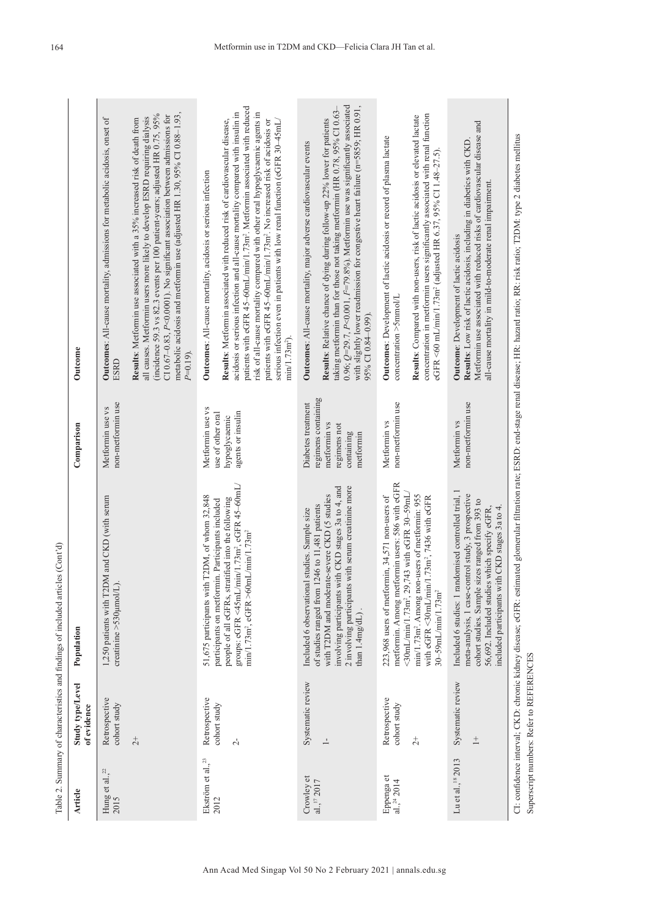Table 2. Summary of characteristics and findings of included articles (Cont'd)

| Article | Study type/Level of evidence | Population | Comparison | Outcome |
|---|---|---|---|---|
| Hung et al.,[22] 2015 | Retrospective cohort study<br><br>2+ | 1,250 patients with T2DM and CKD (with serum creatinine >530µmol/L). | Metformin use vs non-metformin use | **Outcomes**: All-cause mortality, admissions for metabolic acidosis, onset of ESRD<br><br>**Results**: Metformin use associated with a 35% increased risk of death from all causes. Metformin users more likely to develop ESRD requiring dialysis (incidence 59.3 vs 82.3 events per 100 patient-years; adjusted HR 0.75, 95% CI 0.67–0.83, $P<0.0001$). No significant association between admissions for metabolic acidosis and metformin use (adjusted HR 1.30, 95% CI 0.88–1.93, $P=0.19$). |
| Ekström et al.,[23] 2012 | Retrospective cohort study<br><br>2- | 51,675 participants with T2DM, of whom 32,848 participants on metformin. Participants included people of all eGFRs, stratified into the following groups: eGFR <45mL/min/1.73m$^2$, eGFR 45–60mL/min/1.73m$^2$, eGFR >60mL/min/1.73m$^2$ | Metformin use vs use of other oral hypoglycaemic agents or insulin | **Outcomes**: All-cause mortality, acidosis or serious infection<br><br>**Results**: Metformin associated with reduced risk of cardiovascular disease, acidosis or serious infection and all-cause mortality compared with insulin in patients with eGFR 45–60mL/min/1.73m$^2$. Metformin associated with reduced risk of all-cause mortality compared with other oral hypoglycaemic agents in patients with eGFR 45–60mL/min/1.73m$^2$. No increased risk of acidosis or serious infection even in patients with low renal function (eGFR 30–45mL/min/1.73m$^2$). |
| Crowley et al.,[17] 2017 | Systematic review<br><br>1- | Included 6 observational studies. Sample size of studies ranged from 1246 to 11,481 patients with T2DM and moderate-severe CKD (5 studies involving participants with CKD stages 3a to 4, and 2 involving participants with serum creatinine more than 1.4mg/dL) . | Diabetes treatment regimens containing metformin vs regimens not containing metformin | **Outcomes**: All-cause mortality, major adverse cardiovascular events<br><br>**Results**: Relative chance of dying during follow-up 22% lower for patients taking metformin than for those not taking metformin (HR 0.78, 95% CI 0.63–0.96; $Q=29.7$, $P<0.001$, $I^2=79.8\%$). Metformin use was significantly associated with slightly lower readmission for congestive heart failure (n=5859; HR 0.91, 95% CI 0.84–0.99). |
| Eppenga et al.,[24] 2014 | Retrospective cohort study<br><br>2+ | 223,968 users of metformin, 34,571 non-users of metformin. Among metformin users: 586 with eGFR <30mL/min/1.73m$^2$, 29,743 with eGFR 30–59mL/min/1.73m$^2$. Among non-users of metformin: 955 with eGFR <30mL/min/1.73m$^2$, 7436 with eGFR 30–59mL/min/1.73m$^2$ | Metformin vs non-metformin use | **Outcomes**: Development of lactic acidosis or record of plasma lactate concentration >5mmol/L<br><br>**Results**: Compared with non-users, risk of lactic acidosis or elevated lactate concentration in metformin users significantly associated with renal function eGFR <60 mL/min/1.73m$^2$ (adjusted HR 6.37, 95% CI 1.48–27.5). |
| Lu et al.,[18] 2013 | Systematic review<br><br>1+ | Included 6 studies: 1 randomised controlled trial, 1 meta-analysis, 1 case-control study, 3 prospective cohort studies. Sample sizes ranged from 393 to 56,692. Included studies which specify eGFR, included participants with CKD stages 3a to 4. | Metformin vs non-metformin use | **Outcome**: Development of lactic acidosis<br>**Results**: Low risk of lactic acidosis, including in diabetics with CKD. Metformin use associated with reduced risks of cardiovascular disease and all-cause mortality in mild-to-moderate renal impairment. |

CI: confidence interval; CKD: chronic kidney disease; eGFR: estimated glomerular filtration rate; ESRD: end-stage renal disease; HR: hazard ratio; RR: risk ratio; T2DM: type 2 diabetes mellitus

Superscript numbers: Refer to REFERENCES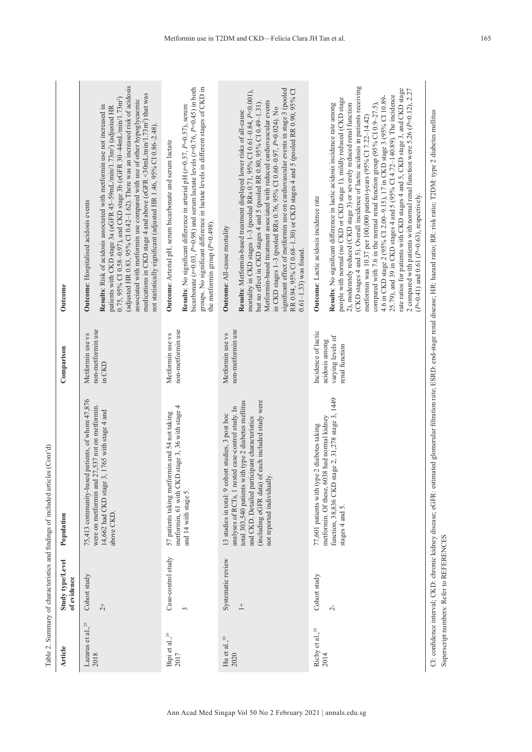Table 2. Summary of characteristics and findings of included articles (Cont'd)

| Article | Study type/Level of evidence | Population | Comparison | Outcome |
|---|---|---|---|---|
| Lazarus et al.,[25] 2018 | Cohort study<br><br>2+ | 75,413 community-based patients, of whom 47,876 were on metformin and 27,537 not on metformin. 14,662 had CKD stage 3, 1765 with stage 4 and above CKD. | Metformin use vs non-metformin use in CKD | **Outcome**: Hospitalised acidosis events<br><br>**Results**: Risk of acidosis associated with metformin use not increased in patients with CKD stage 3a (eGFR 45–59mL/min/1.73m$^2$) (adjusted HR 0.75, 95% CI 0.58–0.97), and CKD stage 3b (eGFR 30–44mL/min/1.73m$^2$) (adjusted HR 0.83, 95% CI 0.42–1.62). There was an increased risk of acidosis associated with metformin use compared with use of other hypoglycaemic medications in CKD stage 4 and above (eGFR <30mL/min/1.73m$^2$) that was not statistically significant (adjusted HR 1.46, 95% CI 0.86–2.48). |
| Bipi et al.,[29] 2017 | Case-control study<br><br>3 | 57 patients taking metformin and 54 not taking metformin, 61 with CKD stage 3, 36 with stage 4 and 14 with stage 5. | Metformin use vs non-metformin use | **Outcome**: Arterial pH, serum bicarbonate and serum lactate<br><br>**Results**: No significant difference in arterial pH ($r$=0.57, $P$=0.57), serum bicarbonate ($t$=0.03, $P$=0.98) and serum lactate levels ($t$=0.76, $P$=0.45) in both groups. No significant difference in lactate levels in different stages of CKD in the metformin group ($P$=0.498). |
| Hu et al.,[19] 2020 | Systematic review<br><br>1+ | 13 studies in total: 9 cohort studies, 3 post hoc analyses of RCTs, 1 nested case-control study. In total 303,540 patients with type 2 diabetes mellitus and CKD. Detailed participant characteristics (including eGFR data) of each included study were not reported individually. | Metformin use vs non-metformin use | **Outcome**: All-cause mortality<br><br>**Results**: Metformin-based treatment displayed lower risks of all-cause mortality in CKD stages 1–3 (pooled RRs 0.71, 95% CI 0.61–0.84, $P$<0.001), but no effect in CKD stages 4 and 5 (pooled RR 0.80, 95% CI 0.49–1.31). Metformin-based treatment associated with reduced cardiovascular events in CKD stages 1–3 (pooled RRs 0.76, 95% CI 0.60–0.97, $P$=0.024). No significant effect of metformin use on cardiovascular events in stage 3 (pooled RR 0.94, 95% CI 0.68–1.30) or CKD stages 4 and 5 (pooled RR 0.90, 95% CI 0.61–1.33) was found. |
| Richy et al.,[26] 2014 | Cohort study<br><br>2- | 77,601 patients with type 2 diabetes taking metformin. Of these, 6038 had normal kidney function, 38,836 CKD stage 2, 31,278 stage 3, 1449 stages 4 and 5. | Incidence of lactic acidosis among varying levels of renal function | **Outcome**: Lactic acidosis incidence rate<br><br>**Results**: No significant difference in lactic acidosis incidence rate among people with normal (no CKD or CKD stage 1), mildly reduced (CKD stage 2), moderately reduced (CKD stage 3) or severely reduced renal function (CKD stages 4 and 5). Overall incidence of lactic acidosis in patients receiving metformin was 10.37 per 100,000 patient-years (95% CI 7.22–14.42) compared with 7.6 in the normal renal function group (95% CI 0.9–27.5), 4.6 in CKD stage 2 (95% CI 2.00–9.15), 17 in CKD stage 3 (95% CI 10.89–25.79), and 39 in CKD stages 4 and 5 (95% CI 4.72–140.89). The incidence rate ratios for patients with CKD stages 4 and 5, CKD stage 3, and CKD stage 2 compared with patients with normal renal function were 5.26 ($P$=0.12), 2.27 ($P$=0.41) and 0.61 ($P$=0.63), respectively. |

CI: confidence interval; CKD: chronic kidney disease; eGFR: estimated glomerular filtration rate; ESRD: end-stage renal disease; HR: hazard ratio; RR: risk ratio; T2DM: type 2 diabetes mellitus
Superscript numbers: Refer to REFERENCES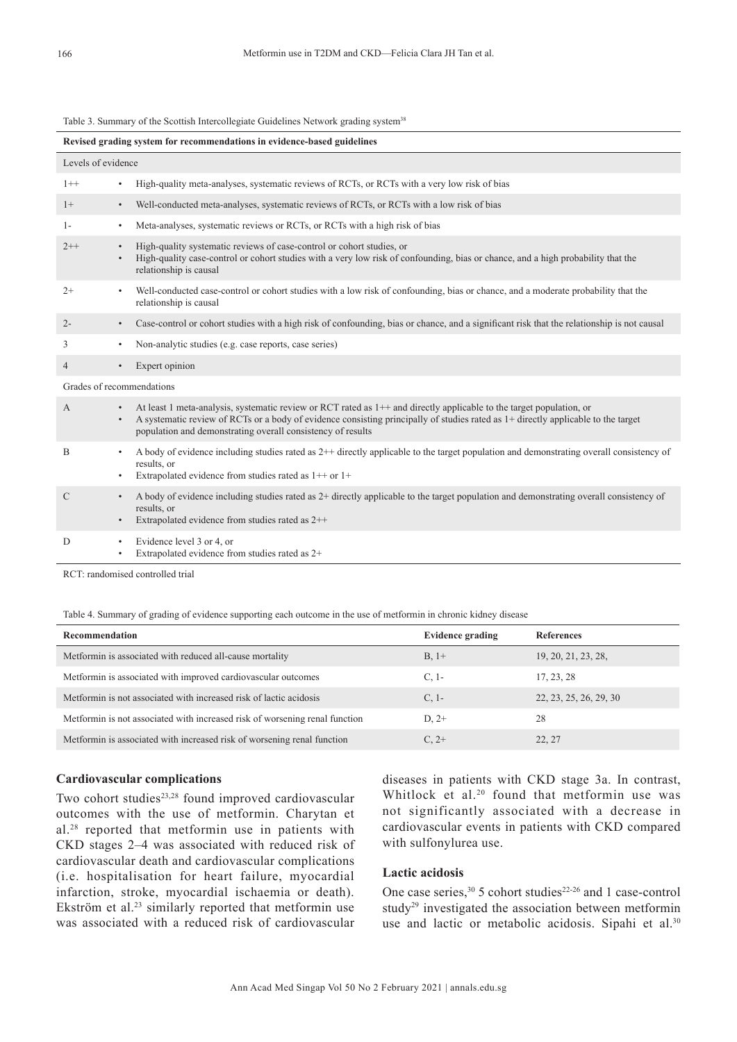Table 3. Summary of the Scottish Intercollegiate Guidelines Network grading system[38]

| Revised grading system for recommendations in evidence-based guidelines | |
|---|---|
| **Levels of evidence** | |
| 1++ | • High-quality meta-analyses, systematic reviews of RCTs, or RCTs with a very low risk of bias |
| 1+ | • Well-conducted meta-analyses, systematic reviews of RCTs, or RCTs with a low risk of bias |
| 1- | • Meta-analyses, systematic reviews or RCTs, or RCTs with a high risk of bias |
| 2++ | • High-quality systematic reviews of case-control or cohort studies, or<br>• High-quality case-control or cohort studies with a very low risk of confounding, bias or chance, and a high probability that the relationship is causal |
| 2+ | • Well-conducted case-control or cohort studies with a low risk of confounding, bias or chance, and a moderate probability that the relationship is causal |
| 2- | • Case-control or cohort studies with a high risk of confounding, bias or chance, and a significant risk that the relationship is not causal |
| 3 | • Non-analytic studies (e.g. case reports, case series) |
| 4 | • Expert opinion |
| **Grades of recommendations** | |
| A | • At least 1 meta-analysis, systematic review or RCT rated as 1++ and directly applicable to the target population, or<br>• A systematic review of RCTs or a body of evidence consisting principally of studies rated as 1+ directly applicable to the target population and demonstrating overall consistency of results |
| B | • A body of evidence including studies rated as 2++ directly applicable to the target population and demonstrating overall consistency of results, or<br>• Extrapolated evidence from studies rated as 1++ or 1+ |
| C | • A body of evidence including studies rated as 2+ directly applicable to the target population and demonstrating overall consistency of results, or<br>• Extrapolated evidence from studies rated as 2++ |
| D | • Evidence level 3 or 4, or<br>• Extrapolated evidence from studies rated as 2+ |

RCT: randomised controlled trial

Table 4. Summary of grading of evidence supporting each outcome in the use of metformin in chronic kidney disease

| Recommendation | Evidence grading | References |
|---|---|---|
| Metformin is associated with reduced all-cause mortality | B, 1+ | 19, 20, 21, 23, 28, |
| Metformin is associated with improved cardiovascular outcomes | C, 1- | 17, 23, 28 |
| Metformin is not associated with increased risk of lactic acidosis | C, 1- | 22, 23, 25, 26, 29, 30 |
| Metformin is not associated with increased risk of worsening renal function | D, 2+ | 28 |
| Metformin is associated with increased risk of worsening renal function | C, 2+ | 22, 27 |

### Cardiovascular complications

Two cohort studies[23,28] found improved cardiovascular outcomes with the use of metformin. Charytan et al.[28] reported that metformin use in patients with CKD stages 2–4 was associated with reduced risk of cardiovascular death and cardiovascular complications (i.e. hospitalisation for heart failure, myocardial infarction, stroke, myocardial ischaemia or death). Ekström et al.[23] similarly reported that metformin use was associated with a reduced risk of cardiovascular diseases in patients with CKD stage 3a. In contrast, Whitlock et al.[20] found that metformin use was not significantly associated with a decrease in cardiovascular events in patients with CKD compared with sulfonylurea use.

### Lactic acidosis

One case series,[30] 5 cohort studies[22-26] and 1 case-control study[29] investigated the association between metformin use and lactic or metabolic acidosis. Sipahi et al.[30]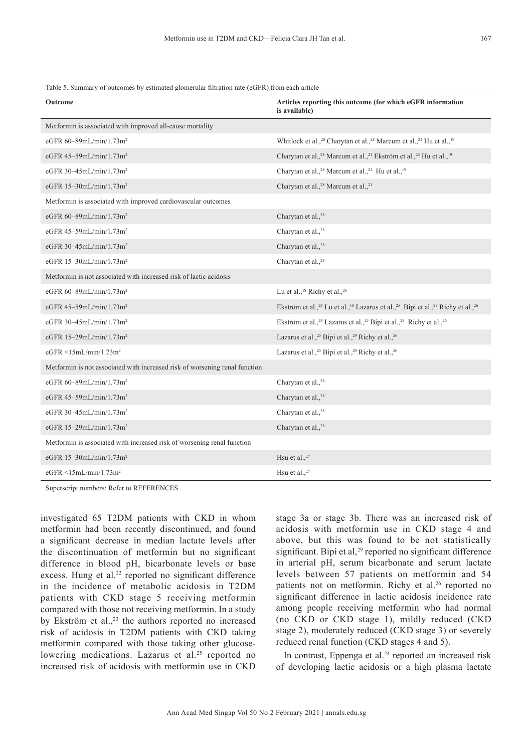Table 5. Summary of outcomes by estimated glomerular filtration rate (eGFR) from each article

| Outcome | Articles reporting this outcome (for which eGFR information is available) |
| --- | --- |
| Metformin is associated with improved all-cause mortality | |
| eGFR 60–89mL/min/1.73m$^2$ | Whitlock et al.,[20] Charytan et al.,[28] Marcum et al.,[21] Hu et al.,[19] |
| eGFR 45–59mL/min/1.73m$^2$ | Charytan et al.,[28] Marcum et al.,[21] Ekström et al.,[23] Hu et al.,[19] |
| eGFR 30–45mL/min/1.73m$^2$ | Charytan et al.,[28] Marcum et al.,[21] Hu et al.,[19] |
| eGFR 15–30mL/min/1.73m$^2$ | Charytan et al.,[28] Marcum et al.,[21] |
| Metformin is associated with improved cardiovascular outcomes | |
| eGFR 60–89mL/min/1.73m$^2$ | Charytan et al.,[28] |
| eGFR 45–59mL/min/1.73m$^2$ | Charytan et al.,[28] |
| eGFR 30–45mL/min/1.73m$^2$ | Charytan et al.,[28] |
| eGFR 15–30mL/min/1.73m$^2$ | Charytan et al.,[28] |
| Metformin is not associated with increased risk of lactic acidosis | |
| eGFR 60–89mL/min/1.73m$^2$ | Lu et al.,[18] Richy et al.,[26] |
| eGFR 45–59mL/min/1.73m$^2$ | Ekström et al.,[23] Lu et al.,[18] Lazarus et al.,[25] Bipi et al.,[29] Richy et al.,[26] |
| eGFR 30–45mL/min/1.73m$^2$ | Ekström et al.,[23] Lazarus et al.,[25] Bipi et al.,[29] Richy et al.,[26] |
| eGFR 15–29mL/min/1.73m$^2$ | Lazarus et al.,[25] Bipi et al.,[29] Richy et al.,[26] |
| eGFR <15mL/min/1.73m$^2$ | Lazarus et al.,[25] Bipi et al.,[29] Richy et al.,[26] |
| Metformin is not associated with increased risk of worsening renal function | |
| eGFR 60–89mL/min/1.73m$^2$ | Charytan et al.,[28] |
| eGFR 45–59mL/min/1.73m$^2$ | Charytan et al.,[28] |
| eGFR 30–45mL/min/1.73m$^2$ | Charytan et al.,[28] |
| eGFR 15–29mL/min/1.73m$^2$ | Charytan et al.,[28] |
| Metformin is associated with increased risk of worsening renal function | |
| eGFR 15–30mL/min/1.73m$^2$ | Hsu et al.,[27] |
| eGFR <15mL/min/1.73m$^2$ | Hsu et al.,[27] |

Superscript numbers: Refer to REFERENCES

investigated 65 T2DM patients with CKD in whom metformin had been recently discontinued, and found a significant decrease in median lactate levels after the discontinuation of metformin but no significant difference in blood pH, bicarbonate levels or base excess. Hung et al.[22] reported no significant difference in the incidence of metabolic acidosis in T2DM patients with CKD stage 5 receiving metformin compared with those not receiving metformin. In a study by Ekström et al.,[23] the authors reported no increased risk of acidosis in T2DM patients with CKD taking metformin compared with those taking other glucose-lowering medications. Lazarus et al.[25] reported no increased risk of acidosis with metformin use in CKD stage 3a or stage 3b. There was an increased risk of acidosis with metformin use in CKD stage 4 and above, but this was found to be not statistically significant. Bipi et al,[29] reported no significant difference in arterial pH, serum bicarbonate and serum lactate levels between 57 patients on metformin and 54 patients not on metformin. Richy et al.[26] reported no significant difference in lactic acidosis incidence rate among people receiving metformin who had normal (no CKD or CKD stage 1), mildly reduced (CKD stage 2), moderately reduced (CKD stage 3) or severely reduced renal function (CKD stages 4 and 5).

In contrast, Eppenga et al.[24] reported an increased risk of developing lactic acidosis or a high plasma lactate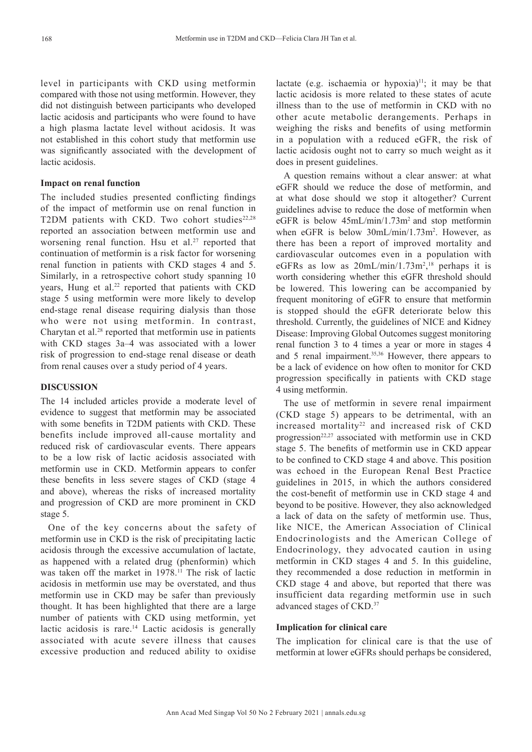level in participants with CKD using metformin compared with those not using metformin. However, they did not distinguish between participants who developed lactic acidosis and participants who were found to have a high plasma lactate level without acidosis. It was not established in this cohort study that metformin use was significantly associated with the development of lactic acidosis.

### Impact on renal function

The included studies presented conflicting findings of the impact of metformin use on renal function in T2DM patients with CKD. Two cohort studies[22,28] reported an association between metformin use and worsening renal function. Hsu et al.[27] reported that continuation of metformin is a risk factor for worsening renal function in patients with CKD stages 4 and 5. Similarly, in a retrospective cohort study spanning 10 years, Hung et al.[22] reported that patients with CKD stage 5 using metformin were more likely to develop end-stage renal disease requiring dialysis than those who were not using metformin. In contrast, Charytan et al.[28] reported that metformin use in patients with CKD stages 3a–4 was associated with a lower risk of progression to end-stage renal disease or death from renal causes over a study period of 4 years.

## DISCUSSION

The 14 included articles provide a moderate level of evidence to suggest that metformin may be associated with some benefits in T2DM patients with CKD. These benefits include improved all-cause mortality and reduced risk of cardiovascular events. There appears to be a low risk of lactic acidosis associated with metformin use in CKD. Metformin appears to confer these benefits in less severe stages of CKD (stage 4 and above), whereas the risks of increased mortality and progression of CKD are more prominent in CKD stage 5.

One of the key concerns about the safety of metformin use in CKD is the risk of precipitating lactic acidosis through the excessive accumulation of lactate, as happened with a related drug (phenformin) which was taken off the market in 1978.[11] The risk of lactic acidosis in metformin use may be overstated, and thus metformin use in CKD may be safer than previously thought. It has been highlighted that there are a large number of patients with CKD using metformin, yet lactic acidosis is rare.[14] Lactic acidosis is generally associated with acute severe illness that causes excessive production and reduced ability to oxidise lactate (e.g. ischaemia or hypoxia)[11]; it may be that lactic acidosis is more related to these states of acute illness than to the use of metformin in CKD with no other acute metabolic derangements. Perhaps in weighing the risks and benefits of using metformin in a population with a reduced eGFR, the risk of lactic acidosis ought not to carry so much weight as it does in present guidelines.

A question remains without a clear answer: at what eGFR should we reduce the dose of metformin, and at what dose should we stop it altogether? Current guidelines advise to reduce the dose of metformin when eGFR is below 45mL/min/1.73m$^2$ and stop metformin when eGFR is below 30mL/min/1.73m$^2$. However, as there has been a report of improved mortality and cardiovascular outcomes even in a population with eGFRs as low as 20mL/min/1.73m$^2$,[18] perhaps it is worth considering whether this eGFR threshold should be lowered. This lowering can be accompanied by frequent monitoring of eGFR to ensure that metformin is stopped should the eGFR deteriorate below this threshold. Currently, the guidelines of NICE and Kidney Disease: Improving Global Outcomes suggest monitoring renal function 3 to 4 times a year or more in stages 4 and 5 renal impairment.[35,36] However, there appears to be a lack of evidence on how often to monitor for CKD progression specifically in patients with CKD stage 4 using metformin.

The use of metformin in severe renal impairment (CKD stage 5) appears to be detrimental, with an increased mortality[22] and increased risk of CKD progression[22,27] associated with metformin use in CKD stage 5. The benefits of metformin use in CKD appear to be confined to CKD stage 4 and above. This position was echoed in the European Renal Best Practice guidelines in 2015, in which the authors considered the cost-benefit of metformin use in CKD stage 4 and beyond to be positive. However, they also acknowledged a lack of data on the safety of metformin use. Thus, like NICE, the American Association of Clinical Endocrinologists and the American College of Endocrinology, they advocated caution in using metformin in CKD stages 4 and 5. In this guideline, they recommended a dose reduction in metformin in CKD stage 4 and above, but reported that there was insufficient data regarding metformin use in such advanced stages of CKD.[37]

### Implication for clinical care

The implication for clinical care is that the use of metformin at lower eGFRs should perhaps be considered,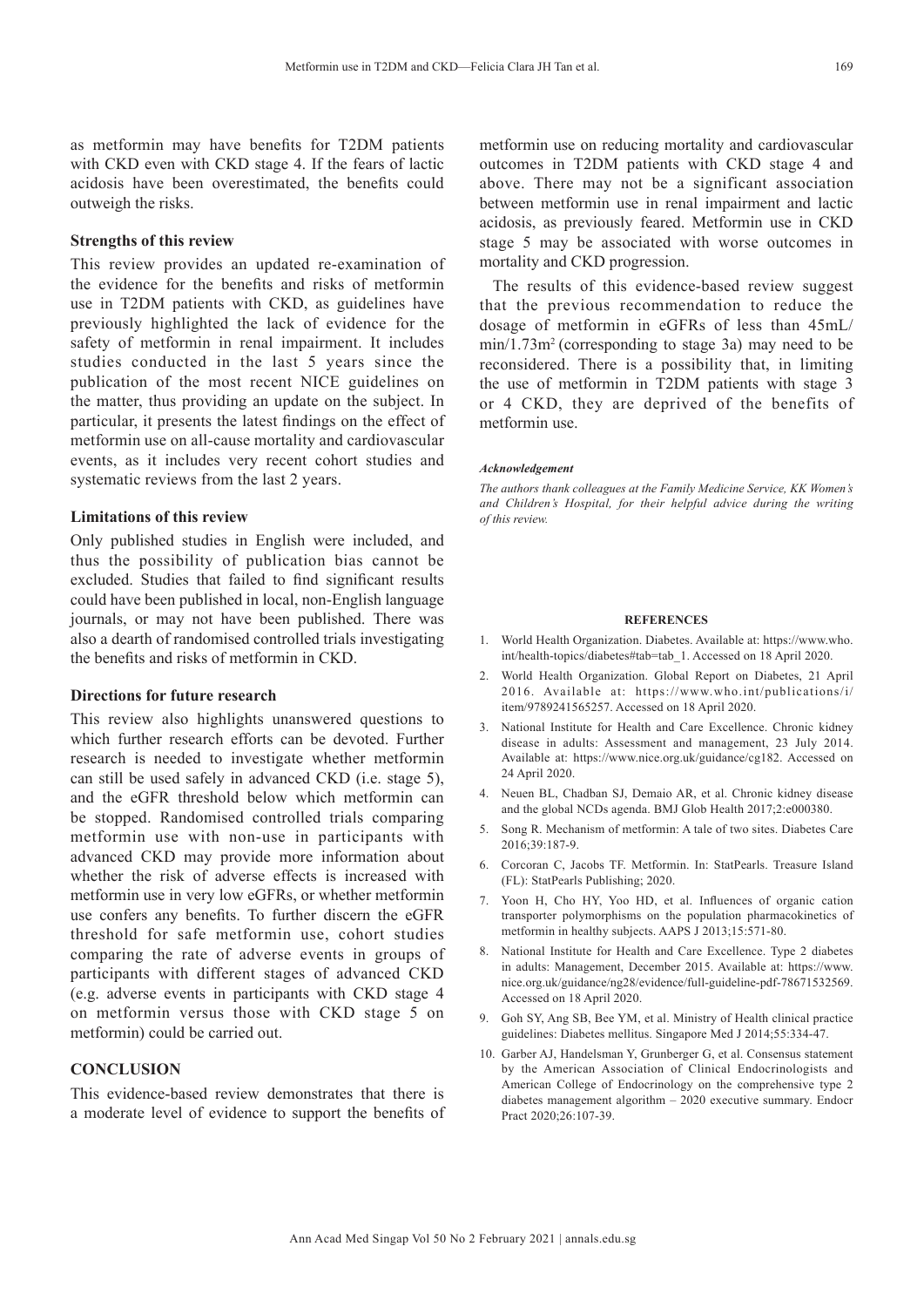as metformin may have benefits for T2DM patients with CKD even with CKD stage 4. If the fears of lactic acidosis have been overestimated, the benefits could outweigh the risks.

### Strengths of this review

This review provides an updated re-examination of the evidence for the benefits and risks of metformin use in T2DM patients with CKD, as guidelines have previously highlighted the lack of evidence for the safety of metformin in renal impairment. It includes studies conducted in the last 5 years since the publication of the most recent NICE guidelines on the matter, thus providing an update on the subject. In particular, it presents the latest findings on the effect of metformin use on all-cause mortality and cardiovascular events, as it includes very recent cohort studies and systematic reviews from the last 2 years.

### Limitations of this review

Only published studies in English were included, and thus the possibility of publication bias cannot be excluded. Studies that failed to find significant results could have been published in local, non-English language journals, or may not have been published. There was also a dearth of randomised controlled trials investigating the benefits and risks of metformin in CKD.

### Directions for future research

This review also highlights unanswered questions to which further research efforts can be devoted. Further research is needed to investigate whether metformin can still be used safely in advanced CKD (i.e. stage 5), and the eGFR threshold below which metformin can be stopped. Randomised controlled trials comparing metformin use with non-use in participants with advanced CKD may provide more information about whether the risk of adverse effects is increased with metformin use in very low eGFRs, or whether metformin use confers any benefits. To further discern the eGFR threshold for safe metformin use, cohort studies comparing the rate of adverse events in groups of participants with different stages of advanced CKD (e.g. adverse events in participants with CKD stage 4 on metformin versus those with CKD stage 5 on metformin) could be carried out.

## CONCLUSION

This evidence-based review demonstrates that there is a moderate level of evidence to support the benefits of metformin use on reducing mortality and cardiovascular outcomes in T2DM patients with CKD stage 4 and above. There may not be a significant association between metformin use in renal impairment and lactic acidosis, as previously feared. Metformin use in CKD stage 5 may be associated with worse outcomes in mortality and CKD progression.

The results of this evidence-based review suggest that the previous recommendation to reduce the dosage of metformin in eGFRs of less than 45mL/min/1.73m$^2$ (corresponding to stage 3a) may need to be reconsidered. There is a possibility that, in limiting the use of metformin in T2DM patients with stage 3 or 4 CKD, they are deprived of the benefits of metformin use.

#### *Acknowledgement*

*The authors thank colleagues at the Family Medicine Service, KK Women's and Children's Hospital, for their helpful advice during the writing of this review.*

## REFERENCES

1. World Health Organization. Diabetes. Available at: https://www.who.int/health-topics/diabetes#tab=tab_1. Accessed on 18 April 2020.
2. World Health Organization. Global Report on Diabetes, 21 April 2016. Available at: https://www.who.int/publications/i/item/9789241565257. Accessed on 18 April 2020.
3. National Institute for Health and Care Excellence. Chronic kidney disease in adults: Assessment and management, 23 July 2014. Available at: https://www.nice.org.uk/guidance/cg182. Accessed on 24 April 2020.
4. Neuen BL, Chadban SJ, Demaio AR, et al. Chronic kidney disease and the global NCDs agenda. BMJ Glob Health 2017;2:e000380.
5. Song R. Mechanism of metformin: A tale of two sites. Diabetes Care 2016;39:187-9.
6. Corcoran C, Jacobs TF. Metformin. In: StatPearls. Treasure Island (FL): StatPearls Publishing; 2020.
7. Yoon H, Cho HY, Yoo HD, et al. Influences of organic cation transporter polymorphisms on the population pharmacokinetics of metformin in healthy subjects. AAPS J 2013;15:571-80.
8. National Institute for Health and Care Excellence. Type 2 diabetes in adults: Management, December 2015. Available at: https://www.nice.org.uk/guidance/ng28/evidence/full-guideline-pdf-78671532569. Accessed on 18 April 2020.
9. Goh SY, Ang SB, Bee YM, et al. Ministry of Health clinical practice guidelines: Diabetes mellitus. Singapore Med J 2014;55:334-47.
10. Garber AJ, Handelsman Y, Grunberger G, et al. Consensus statement by the American Association of Clinical Endocrinologists and American College of Endocrinology on the comprehensive type 2 diabetes management algorithm – 2020 executive summary. Endocr Pract 2020;26:107-39.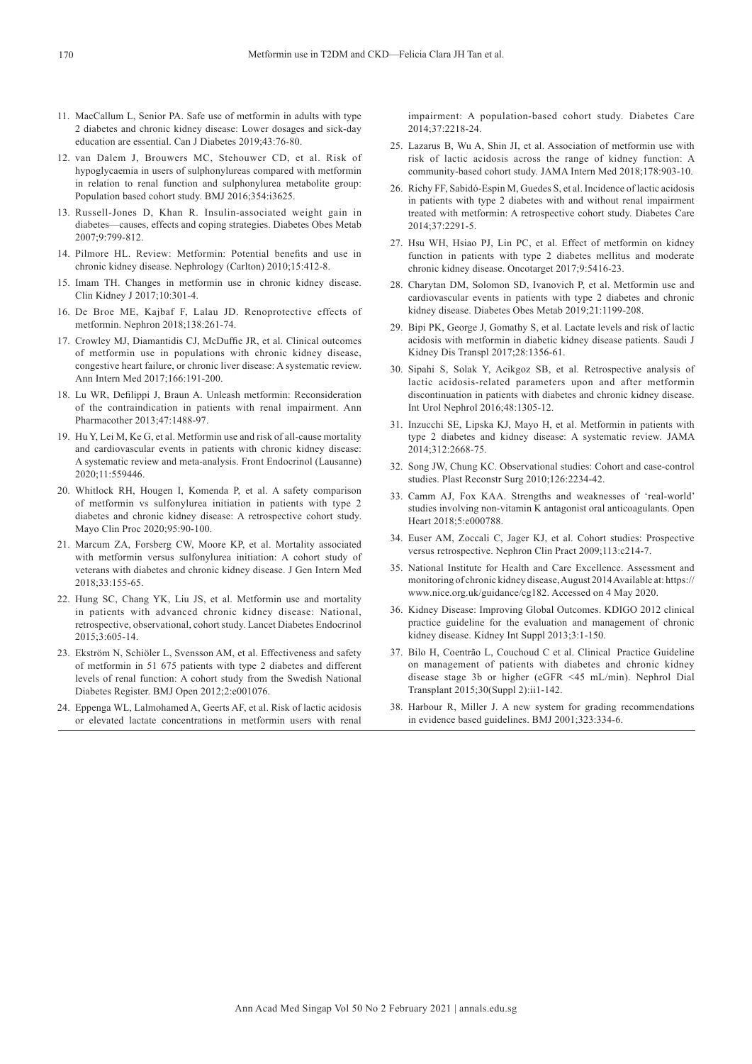11. MacCallum L, Senior PA. Safe use of metformin in adults with type 2 diabetes and chronic kidney disease: Lower dosages and sick-day education are essential. Can J Diabetes 2019;43:76-80.
12. van Dalem J, Brouwers MC, Stehouwer CD, et al. Risk of hypoglycaemia in users of sulphonylureas compared with metformin in relation to renal function and sulphonylurea metabolite group: Population based cohort study. BMJ 2016;354:i3625.
13. Russell-Jones D, Khan R. Insulin-associated weight gain in diabetes—causes, effects and coping strategies. Diabetes Obes Metab 2007;9:799-812.
14. Pilmore HL. Review: Metformin: Potential benefits and use in chronic kidney disease. Nephrology (Carlton) 2010;15:412-8.
15. Imam TH. Changes in metformin use in chronic kidney disease. Clin Kidney J 2017;10:301-4.
16. De Broe ME, Kajbaf F, Lalau JD. Renoprotective effects of metformin. Nephron 2018;138:261-74.
17. Crowley MJ, Diamantidis CJ, McDuffie JR, et al. Clinical outcomes of metformin use in populations with chronic kidney disease, congestive heart failure, or chronic liver disease: A systematic review. Ann Intern Med 2017;166:191-200.
18. Lu WR, Defilippi J, Braun A. Unleash metformin: Reconsideration of the contraindication in patients with renal impairment. Ann Pharmacother 2013;47:1488-97.
19. Hu Y, Lei M, Ke G, et al. Metformin use and risk of all-cause mortality and cardiovascular events in patients with chronic kidney disease: A systematic review and meta-analysis. Front Endocrinol (Lausanne) 2020;11:559446.
20. Whitlock RH, Hougen I, Komenda P, et al. A safety comparison of metformin vs sulfonylurea initiation in patients with type 2 diabetes and chronic kidney disease: A retrospective cohort study. Mayo Clin Proc 2020;95:90-100.
21. Marcum ZA, Forsberg CW, Moore KP, et al. Mortality associated with metformin versus sulfonylurea initiation: A cohort study of veterans with diabetes and chronic kidney disease. J Gen Intern Med 2018;33:155-65.
22. Hung SC, Chang YK, Liu JS, et al. Metformin use and mortality in patients with advanced chronic kidney disease: National, retrospective, observational, cohort study. Lancet Diabetes Endocrinol 2015;3:605-14.
23. Ekström N, Schiöler L, Svensson AM, et al. Effectiveness and safety of metformin in 51 675 patients with type 2 diabetes and different levels of renal function: A cohort study from the Swedish National Diabetes Register. BMJ Open 2012;2:e001076.
24. Eppenga WL, Lalmohamed A, Geerts AF, et al. Risk of lactic acidosis or elevated lactate concentrations in metformin users with renal impairment: A population-based cohort study. Diabetes Care 2014;37:2218-24.
25. Lazarus B, Wu A, Shin JI, et al. Association of metformin use with risk of lactic acidosis across the range of kidney function: A community-based cohort study. JAMA Intern Med 2018;178:903-10.
26. Richy FF, Sabidó-Espin M, Guedes S, et al. Incidence of lactic acidosis in patients with type 2 diabetes with and without renal impairment treated with metformin: A retrospective cohort study. Diabetes Care 2014;37:2291-5.
27. Hsu WH, Hsiao PJ, Lin PC, et al. Effect of metformin on kidney function in patients with type 2 diabetes mellitus and moderate chronic kidney disease. Oncotarget 2017;9:5416-23.
28. Charytan DM, Solomon SD, Ivanovich P, et al. Metformin use and cardiovascular events in patients with type 2 diabetes and chronic kidney disease. Diabetes Obes Metab 2019;21:1199-208.
29. Bipi PK, George J, Gomathy S, et al. Lactate levels and risk of lactic acidosis with metformin in diabetic kidney disease patients. Saudi J Kidney Dis Transpl 2017;28:1356-61.
30. Sipahi S, Solak Y, Acikgoz SB, et al. Retrospective analysis of lactic acidosis-related parameters upon and after metformin discontinuation in patients with diabetes and chronic kidney disease. Int Urol Nephrol 2016;48:1305-12.
31. Inzucchi SE, Lipska KJ, Mayo H, et al. Metformin in patients with type 2 diabetes and kidney disease: A systematic review. JAMA 2014;312:2668-75.
32. Song JW, Chung KC. Observational studies: Cohort and case-control studies. Plast Reconstr Surg 2010;126:2234-42.
33. Camm AJ, Fox KAA. Strengths and weaknesses of 'real-world' studies involving non-vitamin K antagonist oral anticoagulants. Open Heart 2018;5:e000788.
34. Euser AM, Zoccali C, Jager KJ, et al. Cohort studies: Prospective versus retrospective. Nephron Clin Pract 2009;113:c214-7.
35. National Institute for Health and Care Excellence. Assessment and monitoring of chronic kidney disease, August 2014 Available at: https://www.nice.org.uk/guidance/cg182. Accessed on 4 May 2020.
36. Kidney Disease: Improving Global Outcomes. KDIGO 2012 clinical practice guideline for the evaluation and management of chronic kidney disease. Kidney Int Suppl 2013;3:1-150.
37. Bilo H, Coentrão L, Couchoud C et al. Clinical Practice Guideline on management of patients with diabetes and chronic kidney disease stage 3b or higher (eGFR <45 mL/min). Nephrol Dial Transplant 2015;30(Suppl 2):ii1-142.
38. Harbour R, Miller J. A new system for grading recommendations in evidence based guidelines. BMJ 2001;323:334-6.